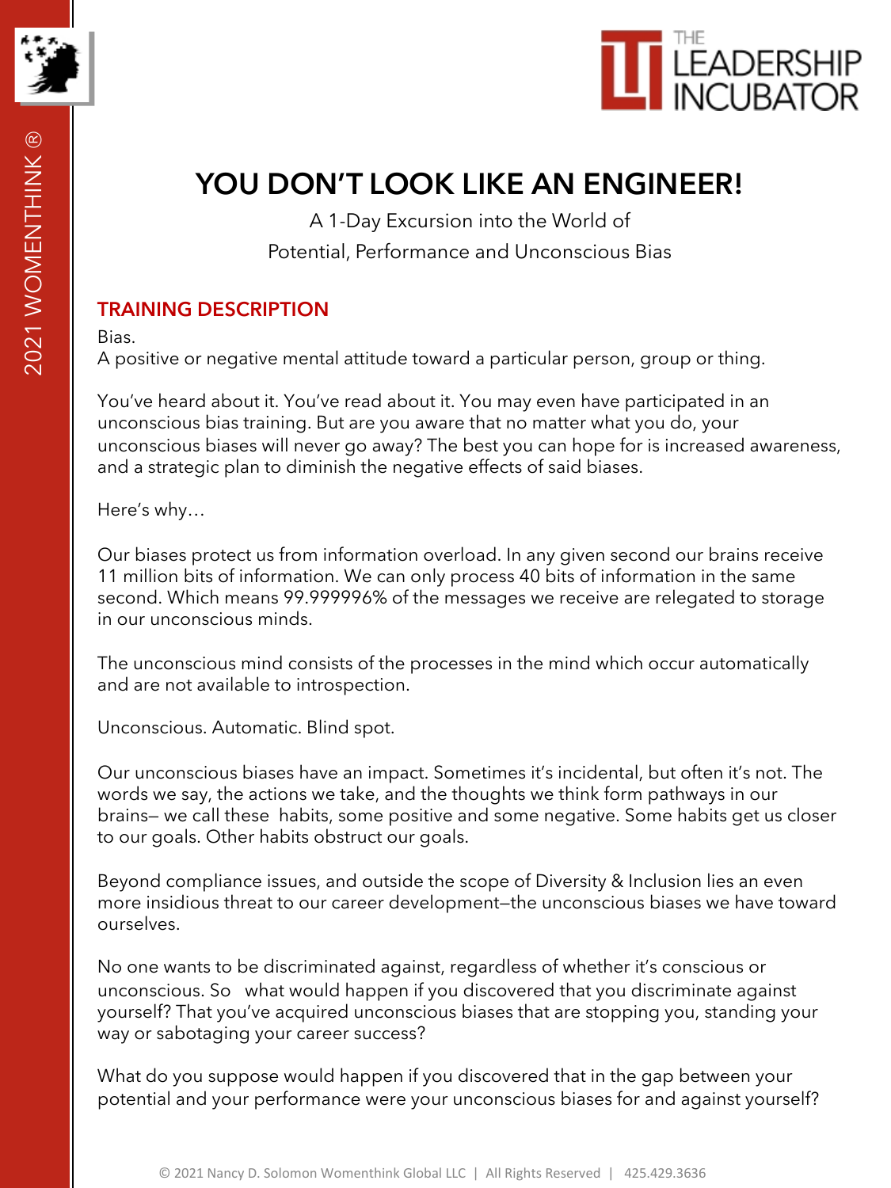# YOU DON'T LOOK LIKE AN ENGINEER!

A 1-Day Excursion into the World of
Potential, Performance and Unconscious Bias

## TRAINING DESCRIPTION

Bias.
A positive or negative mental attitude toward a particular person, group or thing.

You've heard about it. You've read about it. You may even have participated in an unconscious bias training. But are you aware that no matter what you do, your unconscious biases will never go away? The best you can hope for is increased awareness, and a strategic plan to diminish the negative effects of said biases.

Here's why…

Our biases protect us from information overload. In any given second our brains receive 11 million bits of information. We can only process 40 bits of information in the same second. Which means 99.999996% of the messages we receive are relegated to storage in our unconscious minds.

The unconscious mind consists of the processes in the mind which occur automatically and are not available to introspection.

Unconscious. Automatic. Blind spot.

Our unconscious biases have an impact. Sometimes it's incidental, but often it's not. The words we say, the actions we take, and the thoughts we think form pathways in our brains— we call these habits, some positive and some negative. Some habits get us closer to our goals. Other habits obstruct our goals.

Beyond compliance issues, and outside the scope of Diversity & Inclusion lies an even more insidious threat to our career development—the unconscious biases we have toward ourselves.

No one wants to be discriminated against, regardless of whether it's conscious or unconscious. So what would happen if you discovered that you discriminate against yourself? That you've acquired unconscious biases that are stopping you, standing your way or sabotaging your career success?

What do you suppose would happen if you discovered that in the gap between your potential and your performance were your unconscious biases for and against yourself?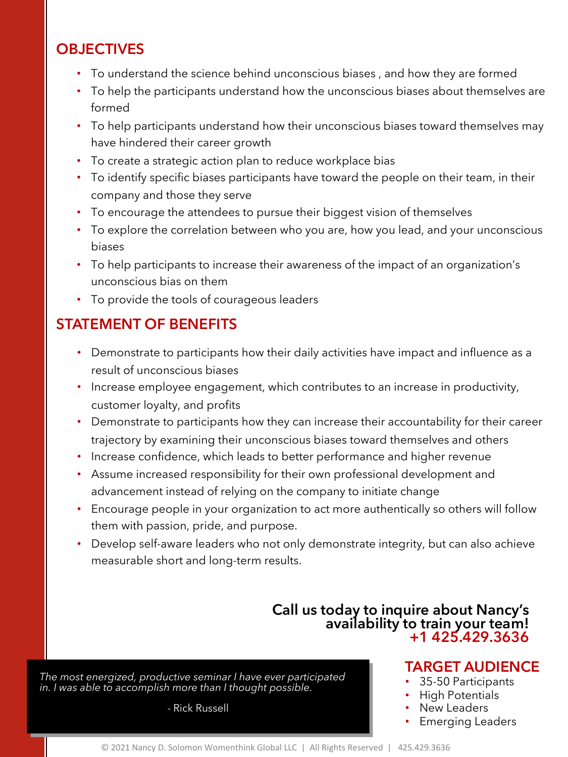## OBJECTIVES

- To understand the science behind unconscious biases , and how they are formed
- To help the participants understand how the unconscious biases about themselves are formed
- To help participants understand how their unconscious biases toward themselves may have hindered their career growth
- To create a strategic action plan to reduce workplace bias
- To identify specific biases participants have toward the people on their team, in their company and those they serve
- To encourage the attendees to pursue their biggest vision of themselves
- To explore the correlation between who you are, how you lead, and your unconscious biases
- To help participants to increase their awareness of the impact of an organization's unconscious bias on them
- To provide the tools of courageous leaders

## STATEMENT OF BENEFITS

- Demonstrate to participants how their daily activities have impact and influence as a result of unconscious biases
- Increase employee engagement, which contributes to an increase in productivity, customer loyalty, and profits
- Demonstrate to participants how they can increase their accountability for their career trajectory by examining their unconscious biases toward themselves and others
- Increase confidence, which leads to better performance and higher revenue
- Assume increased responsibility for their own professional development and advancement instead of relying on the company to initiate change
- Encourage people in your organization to act more authentically so others will follow them with passion, pride, and purpose.
- Develop self-aware leaders who not only demonstrate integrity, but can also achieve measurable short and long-term results.

**Call us today to inquire about Nancy's availability to train your team!**
**+1 425.429.3636**

*The most energized, productive seminar I have ever participated in. I was able to accomplish more than I thought possible.*

- Rick Russell

## TARGET AUDIENCE

- 35-50 Participants
- High Potentials
- New Leaders
- Emerging Leaders

© 2021 Nancy D. Solomon Womenthink Global LLC | All Rights Reserved | 425.429.3636